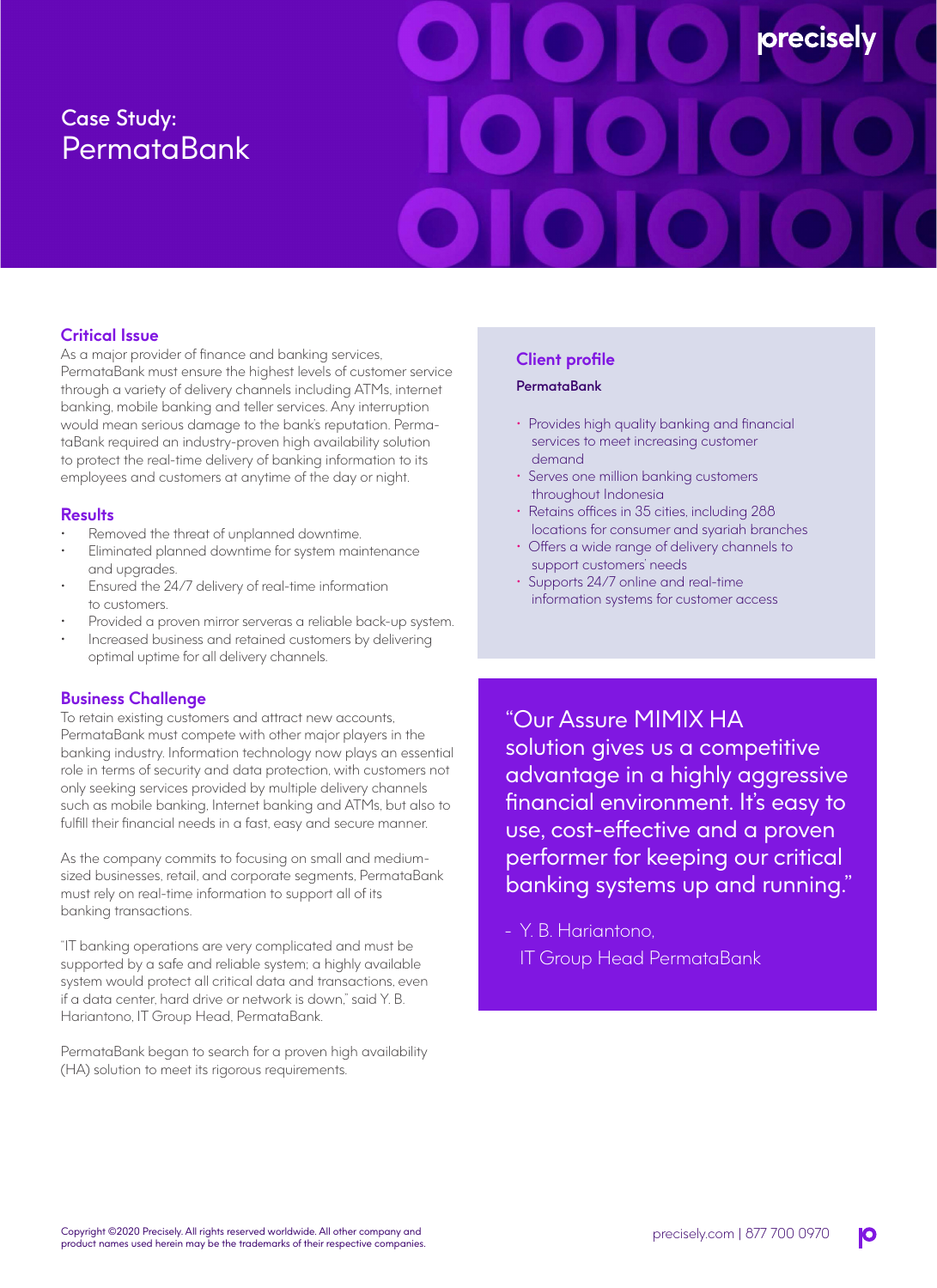# Case Study: PermataBank

## Critical Issue

As a major provider of finance and banking services, PermataBank must ensure the highest levels of customer service through a variety of delivery channels including ATMs, internet banking, mobile banking and teller services. Any interruption would mean serious damage to the bank's reputation. PermataBank required an industry-proven high availability solution to protect the real-time delivery of banking information to its employees and customers at anytime of the day or night.

## Results

- Removed the threat of unplanned downtime.
- Eliminated planned downtime for system maintenance and upgrades.
- Ensured the 24/7 delivery of real-time information to customers.
- Provided a proven mirror serveras a reliable back-up system.
- Increased business and retained customers by delivering optimal uptime for all delivery channels.

## Business Challenge

To retain existing customers and attract new accounts, PermataBank must compete with other major players in the banking industry. Information technology now plays an essential role in terms of security and data protection, with customers not only seeking services provided by multiple delivery channels such as mobile banking, Internet banking and ATMs, but also to fulfill their financial needs in a fast, easy and secure manner.

As the company commits to focusing on small and medium-sized businesses, retail, and corporate segments, PermataBank must rely on real-time information to support all of its banking transactions.

"IT banking operations are very complicated and must be supported by a safe and reliable system; a highly available system would protect all critical data and transactions, even if a data center, hard drive or network is down," said Y. B. Hariantono, IT Group Head, PermataBank.

PermataBank began to search for a proven high availability (HA) solution to meet its rigorous requirements.

## Client profile

**PermataBank**

- Provides high quality banking and financial services to meet increasing customer demand
- Serves one million banking customers throughout Indonesia
- Retains offices in 35 cities, including 288 locations for consumer and syariah branches
- Offers a wide range of delivery channels to support customers' needs
- Supports 24/7 online and real-time information systems for customer access

"Our Assure MIMIX HA solution gives us a competitive advantage in a highly aggressive financial environment. It's easy to use, cost-effective and a proven performer for keeping our critical banking systems up and running."

- Y. B. Hariantono, IT Group Head PermataBank

Copyright ©2020 Precisely. All rights reserved worldwide. All other company and product names used herein may be the trademarks of their respective companies.

precisely.com | 877 700 0970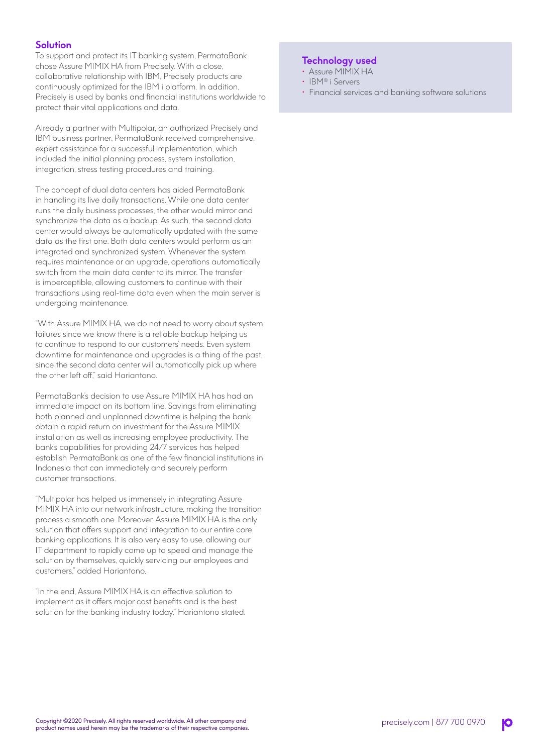## Solution

To support and protect its IT banking system, PermataBank chose Assure MIMIX HA from Precisely. With a close, collaborative relationship with IBM, Precisely products are continuously optimized for the IBM i platform. In addition, Precisely is used by banks and financial institutions worldwide to protect their vital applications and data.

Already a partner with Multipolar, an authorized Precisely and IBM business partner, PermataBank received comprehensive, expert assistance for a successful implementation, which included the initial planning process, system installation, integration, stress testing procedures and training.

The concept of dual data centers has aided PermataBank in handling its live daily transactions. While one data center runs the daily business processes, the other would mirror and synchronize the data as a backup. As such, the second data center would always be automatically updated with the same data as the first one. Both data centers would perform as an integrated and synchronized system. Whenever the system requires maintenance or an upgrade, operations automatically switch from the main data center to its mirror. The transfer is imperceptible, allowing customers to continue with their transactions using real-time data even when the main server is undergoing maintenance.

"With Assure MIMIX HA, we do not need to worry about system failures since we know there is a reliable backup helping us to continue to respond to our customers' needs. Even system downtime for maintenance and upgrades is a thing of the past, since the second data center will automatically pick up where the other left off," said Hariantono.

PermataBank's decision to use Assure MIMIX HA has had an immediate impact on its bottom line. Savings from eliminating both planned and unplanned downtime is helping the bank obtain a rapid return on investment for the Assure MIMIX installation as well as increasing employee productivity. The bank's capabilities for providing 24/7 services has helped establish PermataBank as one of the few financial institutions in Indonesia that can immediately and securely perform customer transactions.

"Multipolar has helped us immensely in integrating Assure MIMIX HA into our network infrastructure, making the transition process a smooth one. Moreover, Assure MIMIX HA is the only solution that offers support and integration to our entire core banking applications. It is also very easy to use, allowing our IT department to rapidly come up to speed and manage the solution by themselves, quickly servicing our employees and customers," added Hariantono.

"In the end, Assure MIMIX HA is an effective solution to implement as it offers major cost benefits and is the best solution for the banking industry today," Hariantono stated.

### Technology used

- Assure MIMIX HA
- IBM® i Servers
- Financial services and banking software solutions

Copyright ©2020 Precisely. All rights reserved worldwide. All other company and product names used herein may be the trademarks of their respective companies.

precisely.com | 877 700 0970